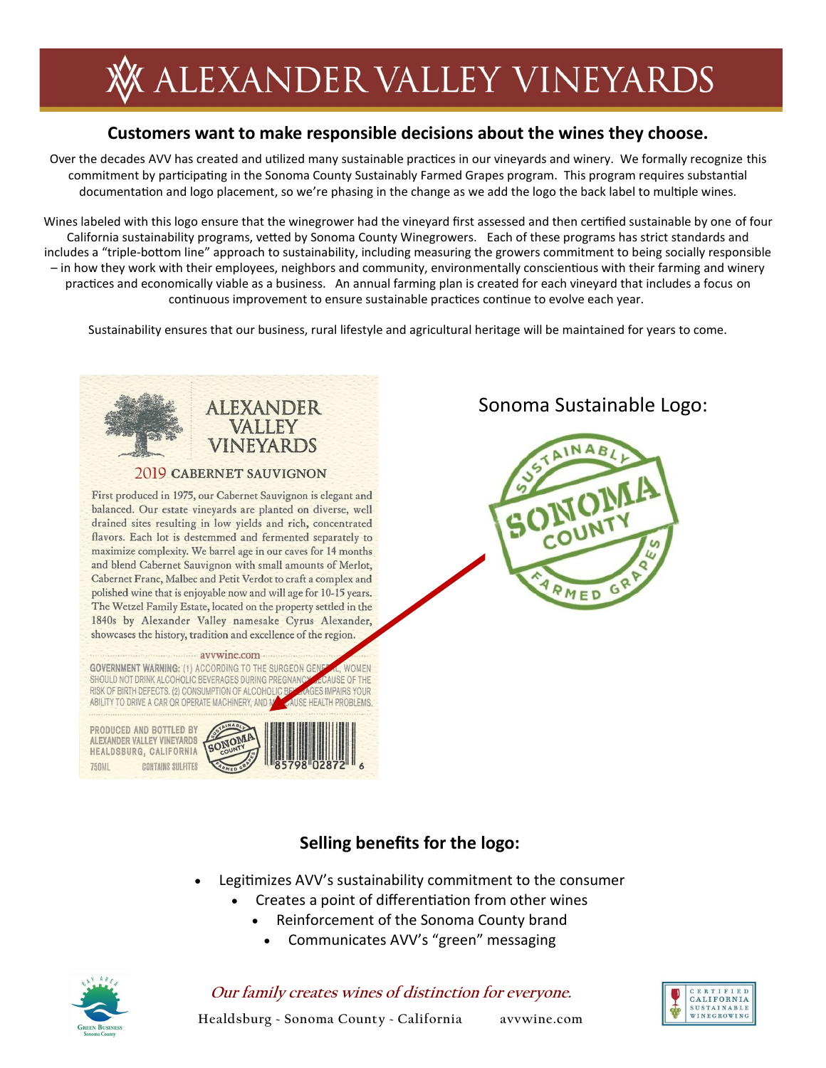# ALEXANDER VALLEY VINEYARDS

## Customers want to make responsible decisions about the wines they choose.

Over the decades AVV has created and utilized many sustainable practices in our vineyards and winery. We formally recognize this commitment by participating in the Sonoma County Sustainably Farmed Grapes program. This program requires substantial documentation and logo placement, so we're phasing in the change as we add the logo the back label to multiple wines.

Wines labeled with this logo ensure that the winegrower had the vineyard first assessed and then certified sustainable by one of four California sustainability programs, vetted by Sonoma County Winegrowers. Each of these programs has strict standards and includes a "triple-bottom line" approach to sustainability, including measuring the growers commitment to being socially responsible – in how they work with their employees, neighbors and community, environmentally conscientious with their farming and winery practices and economically viable as a business. An annual farming plan is created for each vineyard that includes a focus on continuous improvement to ensure sustainable practices continue to evolve each year.

Sustainability ensures that our business, rural lifestyle and agricultural heritage will be maintained for years to come.

ALEXANDER VALLEY VINEYARDS

2019 CABERNET SAUVIGNON

First produced in 1975, our Cabernet Sauvignon is elegant and balanced. Our estate vineyards are planted on diverse, well drained sites resulting in low yields and rich, concentrated flavors. Each lot is destemmed and fermented separately to maximize complexity. We barrel age in our caves for 14 months and blend Cabernet Sauvignon with small amounts of Merlot, Cabernet Franc, Malbec and Petit Verdot to craft a complex and polished wine that is enjoyable now and will age for 10-15 years. The Wetzel Family Estate, located on the property settled in the 1840s by Alexander Valley namesake Cyrus Alexander, showcases the history, tradition and excellence of the region.

avvwine.com

GOVERNMENT WARNING: (1) ACCORDING TO THE SURGEON GENERAL, WOMEN SHOULD NOT DRINK ALCOHOLIC BEVERAGES DURING PREGNANCY BECAUSE OF THE RISK OF BIRTH DEFECTS. (2) CONSUMPTION OF ALCOHOLIC BEVERAGES IMPAIRS YOUR ABILITY TO DRIVE A CAR OR OPERATE MACHINERY, AND MAY CAUSE HEALTH PROBLEMS.

PRODUCED AND BOTTLED BY ALEXANDER VALLEY VINEYARDS HEALDSBURG, CALIFORNIA

750ML CONTAINS SULFITES

Sonoma Sustainable Logo:

SUSTAINABLY SONOMA COUNTY FARMED GRAPES

## Selling benefits for the logo:

- Legitimizes AVV's sustainability commitment to the consumer
- Creates a point of differentiation from other wines
- Reinforcement of the Sonoma County brand
- Communicates AVV's "green" messaging

*Our family creates wines of distinction for everyone.*

Healdsburg - Sonoma County - California avvwine.com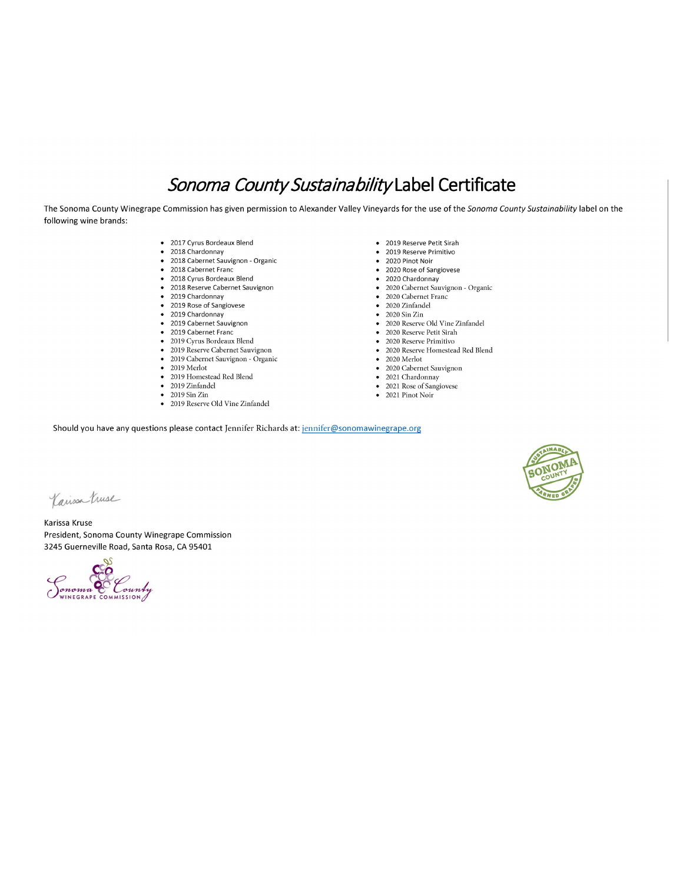# *Sonoma County Sustainability* Label Certificate

The Sonoma County Winegrape Commission has given permission to Alexander Valley Vineyards for the use of the *Sonoma County Sustainability* label on the following wine brands:

- 2017 Cyrus Bordeaux Blend
- 2018 Chardonnay
- 2018 Cabernet Sauvignon - Organic
- 2018 Cabernet Franc
- 2018 Cyrus Bordeaux Blend
- 2018 Reserve Cabernet Sauvignon
- 2019 Chardonnay
- 2019 Rose of Sangiovese
- 2019 Chardonnay
- 2019 Cabernet Sauvignon
- 2019 Cabernet Franc
- 2019 Cyrus Bordeaux Blend
- 2019 Reserve Cabernet Sauvignon
- 2019 Cabernet Sauvignon - Organic
- 2019 Merlot
- 2019 Homestead Red Blend
- 2019 Zinfandel
- 2019 Sin Zin
- 2019 Reserve Old Vine Zinfandel
- 2019 Reserve Petit Sirah
- 2019 Reserve Primitivo
- 2020 Pinot Noir
- 2020 Rose of Sangiovese
- 2020 Chardonnay
- 2020 Cabernet Sauvignon - Organic
- 2020 Cabernet Franc
- 2020 Zinfandel
- 2020 Sin Zin
- 2020 Reserve Old Vine Zinfandel
- 2020 Reserve Petit Sirah
- 2020 Reserve Primitivo
- 2020 Reserve Homestead Red Blend
- 2020 Merlot
- 2020 Cabernet Sauvignon
- 2021 Chardonnay
- 2021 Rose of Sangiovese
- 2021 Pinot Noir

Should you have any questions please contact Jennifer Richards at: jennifer@sonomawinegrape.org

SUSTAINABLY SONOMA COUNTY FARMED GRAPES

Karissa Kruse

Karissa Kruse
President, Sonoma County Winegrape Commission
3245 Guerneville Road, Santa Rosa, CA 95401

Sonoma County WINEGRAPE COMMISSION